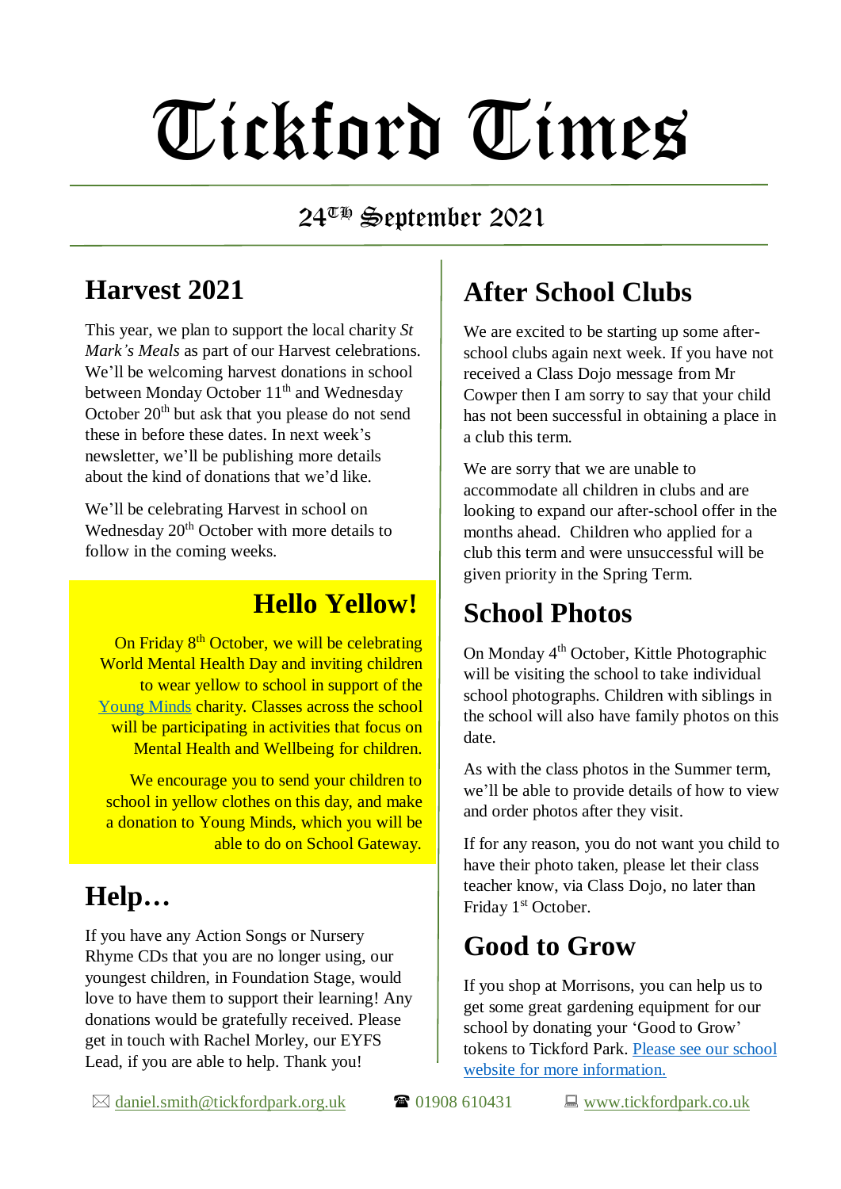# Tickford Times

24TH September 2021

## Harvest 2021

This year, we plan to support the local charity *St Mark's Meals* as part of our Harvest celebrations. We'll be welcoming harvest donations in school between Monday October 11th and Wednesday October 20th but ask that you please do not send these in before these dates. In next week's newsletter, we'll be publishing more details about the kind of donations that we'd like.

We'll be celebrating Harvest in school on Wednesday 20th October with more details to follow in the coming weeks.

## Hello Yellow!

On Friday 8th October, we will be celebrating World Mental Health Day and inviting children to wear yellow to school in support of the Young Minds charity. Classes across the school will be participating in activities that focus on Mental Health and Wellbeing for children.

We encourage you to send your children to school in yellow clothes on this day, and make a donation to Young Minds, which you will be able to do on School Gateway.

## Help…

If you have any Action Songs or Nursery Rhyme CDs that you are no longer using, our youngest children, in Foundation Stage, would love to have them to support their learning! Any donations would be gratefully received. Please get in touch with Rachel Morley, our EYFS Lead, if you are able to help. Thank you!

## After School Clubs

We are excited to be starting up some after-school clubs again next week. If you have not received a Class Dojo message from Mr Cowper then I am sorry to say that your child has not been successful in obtaining a place in a club this term.

We are sorry that we are unable to accommodate all children in clubs and are looking to expand our after-school offer in the months ahead. Children who applied for a club this term and were unsuccessful will be given priority in the Spring Term.

## School Photos

On Monday 4th October, Kittle Photographic will be visiting the school to take individual school photographs. Children with siblings in the school will also have family photos on this date.

As with the class photos in the Summer term, we'll be able to provide details of how to view and order photos after they visit.

If for any reason, you do not want you child to have their photo taken, please let their class teacher know, via Class Dojo, no later than Friday 1st October.

## Good to Grow

If you shop at Morrisons, you can help us to get some great gardening equipment for our school by donating your 'Good to Grow' tokens to Tickford Park. Please see our school website for more information.

✉ daniel.smith@tickfordpark.org.uk ☎ 01908 610431 💻 www.tickfordpark.co.uk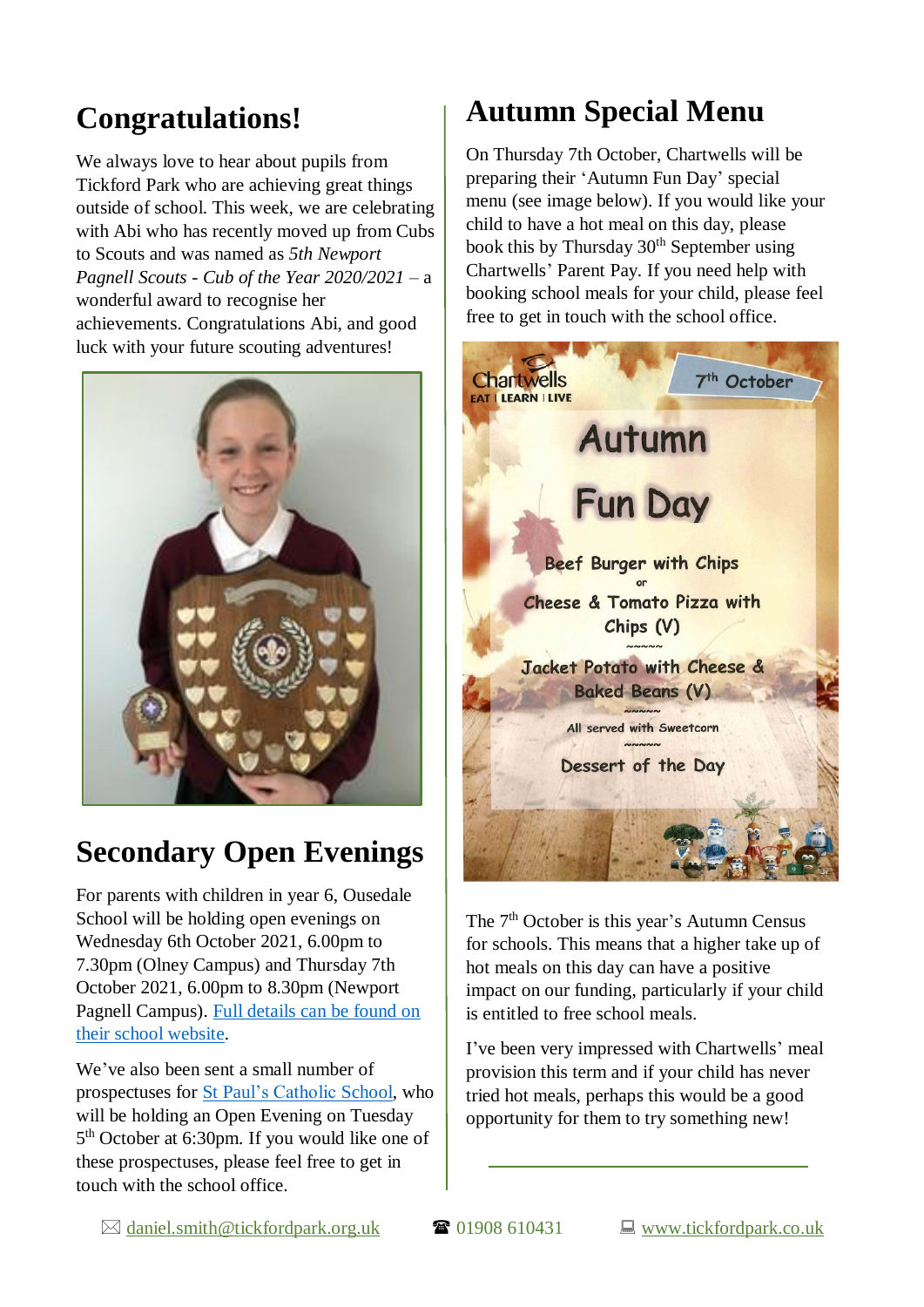## Congratulations!

We always love to hear about pupils from Tickford Park who are achieving great things outside of school. This week, we are celebrating with Abi who has recently moved up from Cubs to Scouts and was named as *5th Newport Pagnell Scouts - Cub of the Year 2020/2021* – a wonderful award to recognise her achievements. Congratulations Abi, and good luck with your future scouting adventures!

## Secondary Open Evenings

For parents with children in year 6, Ousedale School will be holding open evenings on Wednesday 6th October 2021, 6.00pm to 7.30pm (Olney Campus) and Thursday 7th October 2021, 6.00pm to 8.30pm (Newport Pagnell Campus). Full details can be found on their school website.

We've also been sent a small number of prospectuses for St Paul's Catholic School, who will be holding an Open Evening on Tuesday 5th October at 6:30pm. If you would like one of these prospectuses, please feel free to get in touch with the school office.

## Autumn Special Menu

On Thursday 7th October, Chartwells will be preparing their 'Autumn Fun Day' special menu (see image below). If you would like your child to have a hot meal on this day, please book this by Thursday 30th September using Chartwells' Parent Pay. If you need help with booking school meals for your child, please feel free to get in touch with the school office.

Chartwells
EAT | LEARN | LIVE

7th October

Autumn Fun Day

Beef Burger with Chips
or
Cheese & Tomato Pizza with Chips (V)
~~~~~
Jacket Potato with Cheese & Baked Beans (V)
~~~~~
All served with Sweetcorn
~~~~~
Dessert of the Day

The 7th October is this year's Autumn Census for schools. This means that a higher take up of hot meals on this day can have a positive impact on our funding, particularly if your child is entitled to free school meals.

I've been very impressed with Chartwells' meal provision this term and if your child has never tried hot meals, perhaps this would be a good opportunity for them to try something new!

daniel.smith@tickfordpark.org.uk | 01908 610431 | www.tickfordpark.co.uk